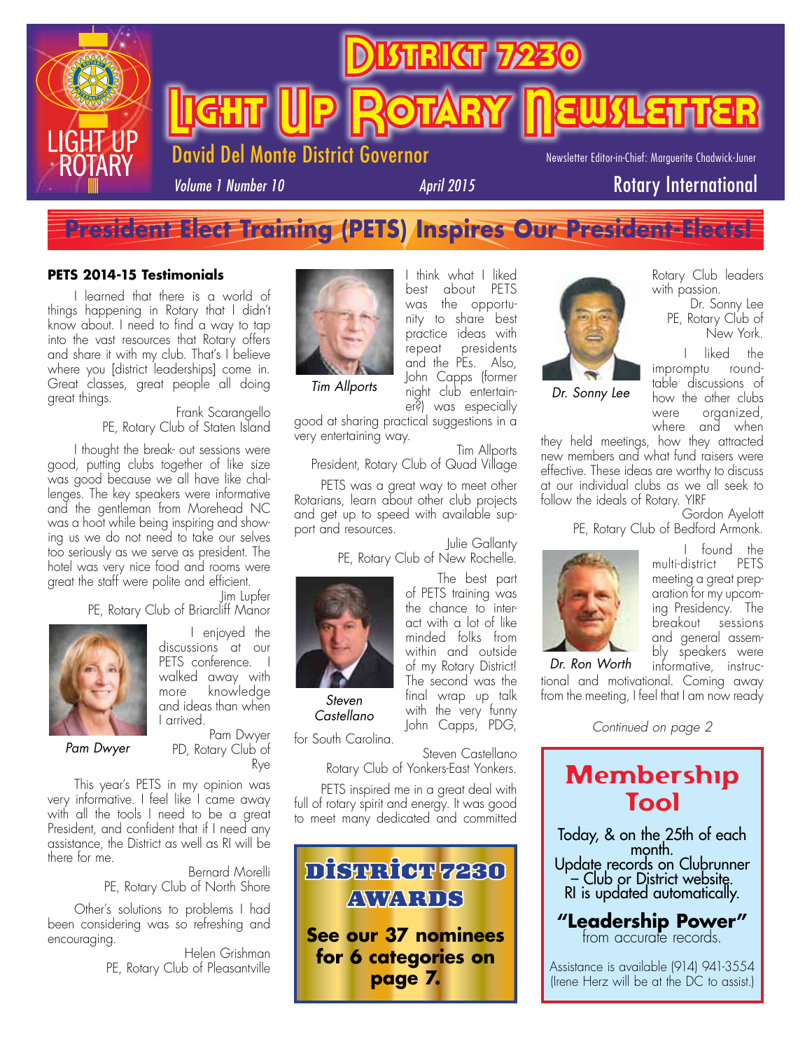# District 7230

# Light Up Rotary Newsletter

LIGHT UP ROTARY

David Del Monte District Governor

Newsletter Editor-in-Chief: Marguerite Chadwick-Juner

*Volume 1 Number 10* *April 2015*

Rotary International

## President Elect Training (PETS) Inspires Our President-Elects!

### PETS 2014-15 Testimonials

I learned that there is a world of things happening in Rotary that I didn't know about. I need to find a way to tap into the vast resources that Rotary offers and share it with my club. That's I believe where you [district leaderships] come in. Great classes, great people all doing great things.

Frank Scarangello
PE, Rotary Club of Staten Island

I thought the break- out sessions were good, putting clubs together of like size was good because we all have like challenges. The key speakers were informative and the gentleman from Morehead NC was a hoot while being inspiring and showing us we do not need to take our selves too seriously as we serve as president. The hotel was very nice food and rooms were great the staff were polite and efficient.

Jim Lupfer
PE, Rotary Club of Briarcliff Manor

*Pam Dwyer*

I enjoyed the discussions at our PETS conference. I walked away with more knowledge and ideas than when I arrived.

Pam Dwyer
PD, Rotary Club of Rye

This year's PETS in my opinion was very informative. I feel like I came away with all the tools I need to be a great President, and confident that if I need any assistance, the District as well as RI will be there for me.

Bernard Morelli
PE, Rotary Club of North Shore

Other's solutions to problems I had been considering was so refreshing and encouraging.

Helen Grishman
PE, Rotary Club of Pleasantville

*Tim Allports*

I think what I liked best about PETS was the opportunity to share best practice ideas with repeat presidents and the PEs. Also, John Capps (former night club entertainer?) was especially good at sharing practical suggestions in a very entertaining way.

Tim Allports
President, Rotary Club of Quad Village

PETS was a great way to meet other Rotarians, learn about other club projects and get up to speed with available support and resources.

Julie Gallanty
PE, Rotary Club of New Rochelle.

*Steven Castellano*

The best part of PETS training was the chance to interact with a lot of like minded folks from within and outside of my Rotary District! The second was the final wrap up talk with the very funny John Capps, PDG, for South Carolina.

Steven Castellano
Rotary Club of Yonkers-East Yonkers.

PETS inspired me in a great deal with full of rotary spirit and energy. It was good to meet many dedicated and committed Rotary Club leaders with passion.

Dr. Sonny Lee
PE, Rotary Club of New York.

*Dr. Sonny Lee*

I liked the impromptu roundtable discussions of how the other clubs were organized, where and when they held meetings, how they attracted new members and what fund raisers were effective. These ideas are worthy to discuss at our individual clubs as we all seek to follow the ideals of Rotary. YIRF

Gordon Ayelott
PE, Rotary Club of Bedford Armonk.

*Dr. Ron Worth*

I found the multi-district PETS meeting a great preparation for my upcoming Presidency. The breakout sessions and general assembly speakers were informative, instructional and motivational. Coming away from the meeting, I feel that I am now ready

*Continued on page 2*

**DISTRICT 7230 AWARDS**

**See our 37 nominees for 6 categories on page 7.**

**Membership Tool**

Today, & on the 25th of each month.
Update records on Clubrunner – Club or District website.
RI is updated automatically.

**"Leadership Power"**
from accurate records.

Assistance is available (914) 941-3554
(Irene Herz will be at the DC to assist.)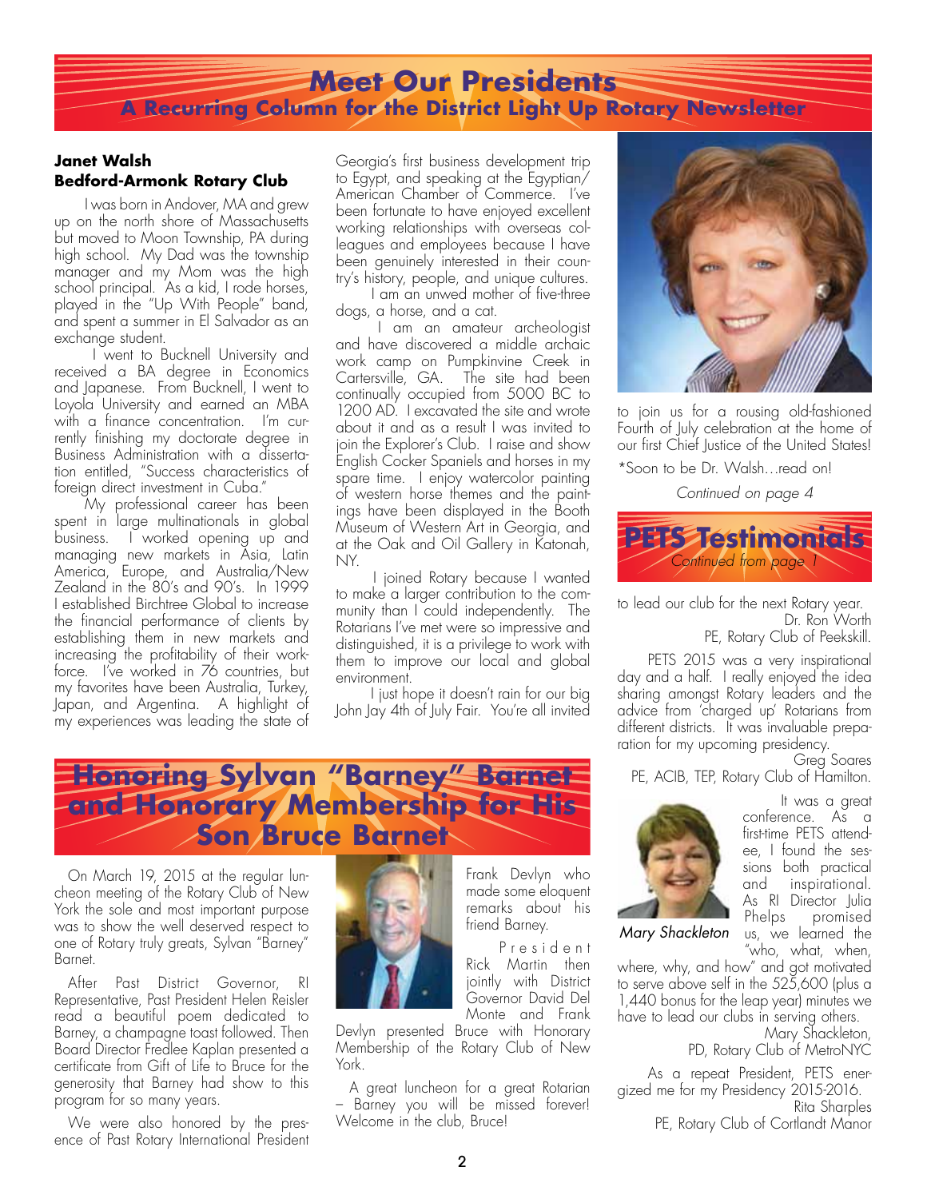# Meet Our Presidents

## A Recurring Column for the District Light Up Rotary Newsletter

### Janet Walsh
### Bedford-Armonk Rotary Club

I was born in Andover, MA and grew up on the north shore of Massachusetts but moved to Moon Township, PA during high school. My Dad was the township manager and my Mom was the high school principal. As a kid, I rode horses, played in the "Up With People" band, and spent a summer in El Salvador as an exchange student.

I went to Bucknell University and received a BA degree in Economics and Japanese. From Bucknell, I went to Loyola University and earned an MBA with a finance concentration. I'm currently finishing my doctorate degree in Business Administration with a dissertation entitled, "Success characteristics of foreign direct investment in Cuba."

My professional career has been spent in large multinationals in global business. I worked opening up and managing new markets in Asia, Latin America, Europe, and Australia/New Zealand in the 80's and 90's. In 1999 I established Birchtree Global to increase the financial performance of clients by establishing them in new markets and increasing the profitability of their workforce. I've worked in 76 countries, but my favorites have been Australia, Turkey, Japan, and Argentina. A highlight of my experiences was leading the state of Georgia's first business development trip to Egypt, and speaking at the Egyptian/American Chamber of Commerce. I've been fortunate to have enjoyed excellent working relationships with overseas colleagues and employees because I have been genuinely interested in their country's history, people, and unique cultures.

I am an unwed mother of five-three dogs, a horse, and a cat.

I am an amateur archeologist and have discovered a middle archaic work camp on Pumpkinvine Creek in Cartersville, GA. The site had been continually occupied from 5000 BC to 1200 AD. I excavated the site and wrote about it and as a result I was invited to join the Explorer's Club. I raise and show English Cocker Spaniels and horses in my spare time. I enjoy watercolor painting of western horse themes and the paintings have been displayed in the Booth Museum of Western Art in Georgia, and at the Oak and Oil Gallery in Katonah, NY.

I joined Rotary because I wanted to make a larger contribution to the community than I could independently. The Rotarians I've met were so impressive and distinguished, it is a privilege to work with them to improve our local and global environment.

I just hope it doesn't rain for our big John Jay 4th of July Fair. You're all invited to join us for a rousing old-fashioned Fourth of July celebration at the home of our first Chief Justice of the United States!

*Soon to be Dr. Walsh…read on!

*Continued on page 4*

# Honoring Sylvan "Barney" Barnet and Honorary Membership for His Son Bruce Barnet

On March 19, 2015 at the regular luncheon meeting of the Rotary Club of New York the sole and most important purpose was to show the well deserved respect to one of Rotary truly greats, Sylvan "Barney" Barnet.

After Past District Governor, RI Representative, Past President Helen Reisler read a beautiful poem dedicated to Barney, a champagne toast followed. Then Board Director Fredlee Kaplan presented a certificate from Gift of Life to Bruce for the generosity that Barney had show to this program for so many years.

We were also honored by the presence of Past Rotary International President Frank Devlyn who made some eloquent remarks about his friend Barney.

President Rick Martin then jointly with District Governor David Del Monte and Frank Devlyn presented Bruce with Honorary Membership of the Rotary Club of New York.

A great luncheon for a great Rotarian – Barney you will be missed forever! Welcome in the club, Bruce!

# PETS Testimonials

*Continued from page 1*

to lead our club for the next Rotary year.

Dr. Ron Worth
PE, Rotary Club of Peekskill.

PETS 2015 was a very inspirational day and a half. I really enjoyed the idea sharing amongst Rotary leaders and the advice from 'charged up' Rotarians from different districts. It was invaluable preparation for my upcoming presidency.

Greg Soares
PE, ACIB, TEP, Rotary Club of Hamilton.

*Mary Shackleton*

It was a great conference. As a first-time PETS attendee, I found the sessions both practical and inspirational. As RI Director Julia Phelps promised us, we learned the "who, what, when, where, why, and how" and got motivated to serve above self in the 525,600 (plus a 1,440 bonus for the leap year) minutes we have to lead our clubs in serving others.

Mary Shackleton,
PD, Rotary Club of MetroNYC

As a repeat President, PETS energized me for my Presidency 2015-2016.

Rita Sharples
PE, Rotary Club of Cortlandt Manor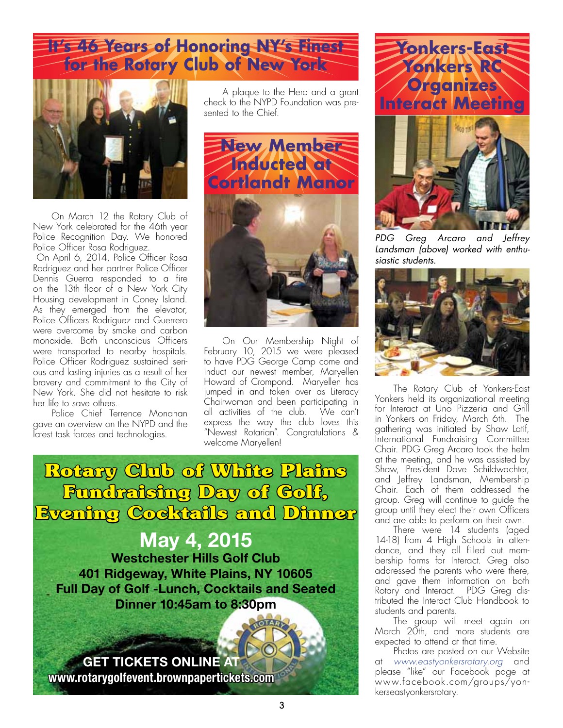## It's 46 Years of Honoring NY's Finest for the Rotary Club of New York

On March 12 the Rotary Club of New York celebrated for the 46th year Police Recognition Day. We honored Police Officer Rosa Rodriguez.

On April 6, 2014, Police Officer Rosa Rodriguez and her partner Police Officer Dennis Guerra responded to a fire on the 13th floor of a New York City Housing development in Coney Island. As they emerged from the elevator, Police Officers Rodriguez and Guerrero were overcome by smoke and carbon monoxide. Both unconscious Officers were transported to nearby hospitals. Police Officer Rodriguez sustained serious and lasting injuries as a result of her bravery and commitment to the City of New York. She did not hesitate to risk her life to save others.

Police Chief Terrence Monahan gave an overview on the NYPD and the latest task forces and technologies.

A plaque to the Hero and a grant check to the NYPD Foundation was presented to the Chief.

## New Member Inducted at Cortlandt Manor

On Our Membership Night of February 10, 2015 we were pleased to have PDG George Camp come and induct our newest member, Maryellen Howard of Crompond. Maryellen has jumped in and taken over as Literacy Chairwoman and been participating in all activities of the club. We can't express the way the club loves this "Newest Rotarian". Congratulations & welcome Maryellen!

## Rotary Club of White Plains Fundraising Day of Golf, Evening Cocktails and Dinner

**May 4, 2015**

**Westchester Hills Golf Club**

**401 Ridgeway, White Plains, NY 10605**

**Full Day of Golf -Lunch, Cocktails and Seated Dinner 10:45am to 8:30pm**

**GET TICKETS ONLINE AT**
**www.rotarygolfevent.brownpapertickets.com**

## Yonkers-East Yonkers RC Organizes Interact Meeting

*PDG Greg Arcaro and Jeffrey Landsman (above) worked with enthusiastic students.*

The Rotary Club of Yonkers-East Yonkers held its organizational meeting for Interact at Uno Pizzeria and Grill in Yonkers on Friday, March 6th. The gathering was initiated by Shaw Latif, International Fundraising Committee Chair. PDG Greg Arcaro took the helm at the meeting, and he was assisted by Shaw, President Dave Schildwachter, and Jeffrey Landsman, Membership Chair. Each of them addressed the group. Greg will continue to guide the group until they elect their own Officers and are able to perform on their own.

There were 14 students (aged 14-18) from 4 High Schools in attendance, and they all filled out membership forms for Interact. Greg also addressed the parents who were there, and gave them information on both Rotary and Interact. PDG Greg distributed the Interact Club Handbook to students and parents.

The group will meet again on March 20th, and more students are expected to attend at that time.

Photos are posted on our Website at *www.eastyonkersrotary.org* and please "like" our Facebook page at www.facebook.com/groups/yonkerseastyonkersrotary.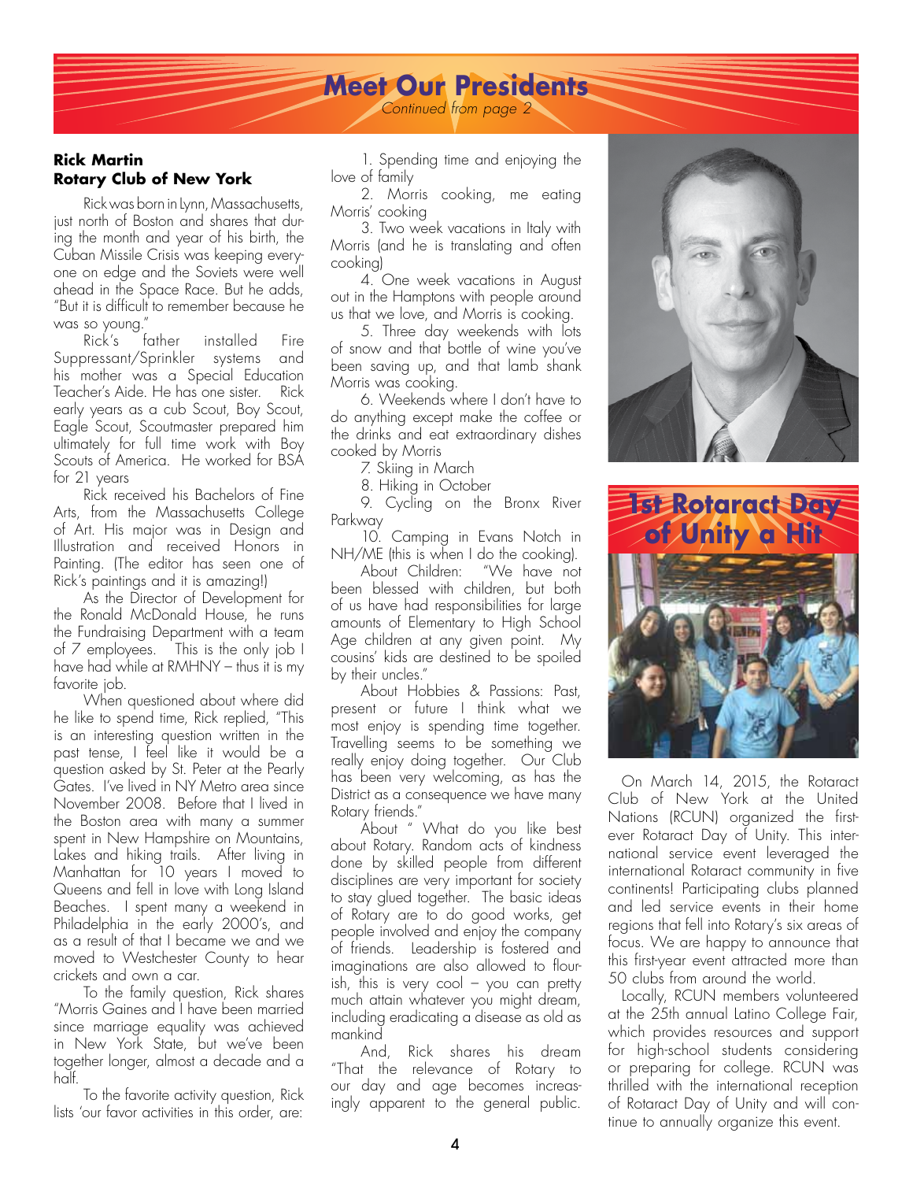# Meet Our Presidents

*Continued from page 2*

**Rick Martin**
**Rotary Club of New York**

Rick was born in Lynn, Massachusetts, just north of Boston and shares that during the month and year of his birth, the Cuban Missile Crisis was keeping everyone on edge and the Soviets were well ahead in the Space Race. But he adds, "But it is difficult to remember because he was so young."

Rick's father installed Fire Suppressant/Sprinkler systems and his mother was a Special Education Teacher's Aide. He has one sister. Rick early years as a cub Scout, Boy Scout, Eagle Scout, Scoutmaster prepared him ultimately for full time work with Boy Scouts of America. He worked for BSA for 21 years

Rick received his Bachelors of Fine Arts, from the Massachusetts College of Art. His major was in Design and Illustration and received Honors in Painting. (The editor has seen one of Rick's paintings and it is amazing!)

As the Director of Development for the Ronald McDonald House, he runs the Fundraising Department with a team of 7 employees. This is the only job I have had while at RMHNY – thus it is my favorite job.

When questioned about where did he like to spend time, Rick replied, "This is an interesting question written in the past tense, I feel like it would be a question asked by St. Peter at the Pearly Gates. I've lived in NY Metro area since November 2008. Before that I lived in the Boston area with many a summer spent in New Hampshire on Mountains, Lakes and hiking trails. After living in Manhattan for 10 years I moved to Queens and fell in love with Long Island Beaches. I spent many a weekend in Philadelphia in the early 2000's, and as a result of that I became we and we moved to Westchester County to hear crickets and own a car.

To the family question, Rick shares "Morris Gaines and I have been married since marriage equality was achieved in New York State, but we've been together longer, almost a decade and a half.

To the favorite activity question, Rick lists 'our favor activities in this order, are:

1. Spending time and enjoying the love of family
2. Morris cooking, me eating Morris' cooking
3. Two week vacations in Italy with Morris (and he is translating and often cooking)
4. One week vacations in August out in the Hamptons with people around us that we love, and Morris is cooking.
5. Three day weekends with lots of snow and that bottle of wine you've been saving up, and that lamb shank Morris was cooking.
6. Weekends where I don't have to do anything except make the coffee or the drinks and eat extraordinary dishes cooked by Morris
7. Skiing in March
8. Hiking in October
9. Cycling on the Bronx River Parkway
10. Camping in Evans Notch in NH/ME (this is when I do the cooking).

About Children: "We have not been blessed with children, but both of us have had responsibilities for large amounts of Elementary to High School Age children at any given point. My cousins' kids are destined to be spoiled by their uncles."

About Hobbies & Passions: Past, present or future I think what we most enjoy is spending time together. Travelling seems to be something we really enjoy doing together. Our Club has been very welcoming, as has the District as a consequence we have many Rotary friends."

About " What do you like best about Rotary. Random acts of kindness done by skilled people from different disciplines are very important for society to stay glued together. The basic ideas of Rotary are to do good works, get people involved and enjoy the company of friends. Leadership is fostered and imaginations are also allowed to flourish, this is very cool – you can pretty much attain whatever you might dream, including eradicating a disease as old as mankind

And, Rick shares his dream "That the relevance of Rotary to our day and age becomes increasingly apparent to the general public.

## 1st Rotaract Day of Unity a Hit

On March 14, 2015, the Rotaract Club of New York at the United Nations (RCUN) organized the first-ever Rotaract Day of Unity. This international service event leveraged the international Rotaract community in five continents! Participating clubs planned and led service events in their home regions that fell into Rotary's six areas of focus. We are happy to announce that this first-year event attracted more than 50 clubs from around the world.

Locally, RCUN members volunteered at the 25th annual Latino College Fair, which provides resources and support for high-school students considering or preparing for college. RCUN was thrilled with the international reception of Rotaract Day of Unity and will continue to annually organize this event.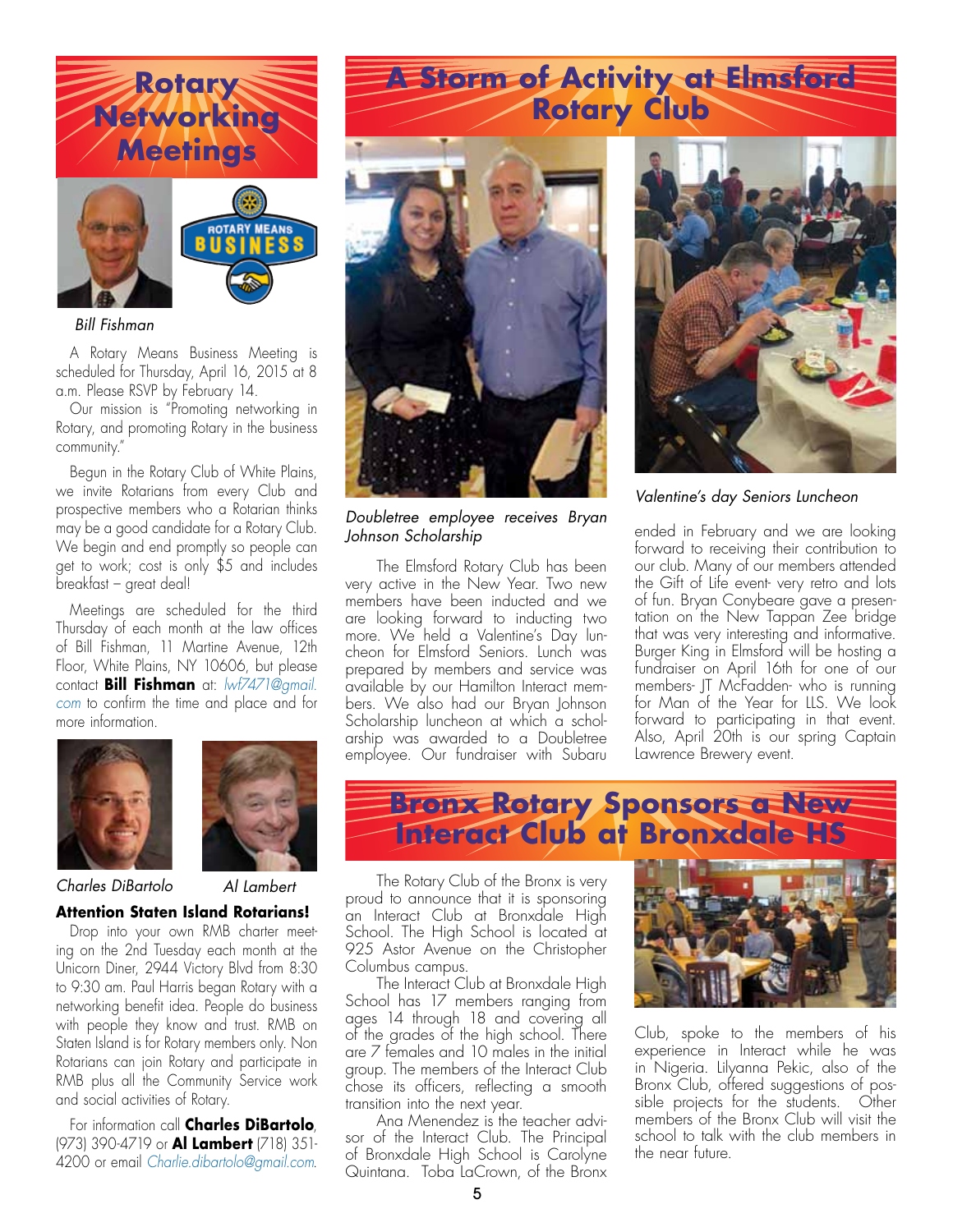# Rotary Networking Meetings

*Bill Fishman*

A Rotary Means Business Meeting is scheduled for Thursday, April 16, 2015 at 8 a.m. Please RSVP by February 14.

Our mission is "Promoting networking in Rotary, and promoting Rotary in the business community."

Begun in the Rotary Club of White Plains, we invite Rotarians from every Club and prospective members who a Rotarian thinks may be a good candidate for a Rotary Club. We begin and end promptly so people can get to work; cost is only $5 and includes breakfast – great deal!

Meetings are scheduled for the third Thursday of each month at the law offices of Bill Fishman, 11 Martine Avenue, 12th Floor, White Plains, NY 10606, but please contact **Bill Fishman** at: *lwf7471@gmail.com* to confirm the time and place and for more information.

*Charles DiBartolo* *Al Lambert*

**Attention Staten Island Rotarians!**

Drop into your own RMB charter meeting on the 2nd Tuesday each month at the Unicorn Diner, 2944 Victory Blvd from 8:30 to 9:30 am. Paul Harris began Rotary with a networking benefit idea. People do business with people they know and trust. RMB on Staten Island is for Rotary members only. Non Rotarians can join Rotary and participate in RMB plus all the Community Service work and social activities of Rotary.

For information call **Charles DiBartolo**, (973) 390-4719 or **Al Lambert** (718) 351-4200 or email *Charlie.dibartolo@gmail.com*.

# A Storm of Activity at Elmsford Rotary Club

*Doubletree employee receives Bryan Johnson Scholarship*

*Valentine's day Seniors Luncheon*

The Elmsford Rotary Club has been very active in the New Year. Two new members have been inducted and we are looking forward to inducting two more. We held a Valentine's Day luncheon for Elmsford Seniors. Lunch was prepared by members and service was available by our Hamilton Interact members. We also had our Bryan Johnson Scholarship luncheon at which a scholarship was awarded to a Doubletree employee. Our fundraiser with Subaru ended in February and we are looking forward to receiving their contribution to our club. Many of our members attended the Gift of Life event- very retro and lots of fun. Bryan Conybeare gave a presentation on the New Tappan Zee bridge that was very interesting and informative. Burger King in Elmsford will be hosting a fundraiser on April 16th for one of our members- JT McFadden- who is running for Man of the Year for LLS. We look forward to participating in that event. Also, April 20th is our spring Captain Lawrence Brewery event.

# Bronx Rotary Sponsors a New Interact Club at Bronxdale HS

The Rotary Club of the Bronx is very proud to announce that it is sponsoring an Interact Club at Bronxdale High School. The High School is located at 925 Astor Avenue on the Christopher Columbus campus.

The Interact Club at Bronxdale High School has 17 members ranging from ages 14 through 18 and covering all of the grades of the high school. There are 7 females and 10 males in the initial group. The members of the Interact Club chose its officers, reflecting a smooth transition into the next year.

Ana Menendez is the teacher advisor of the Interact Club. The Principal of Bronxdale High School is Carolyne Quintana. Toba LaCrown, of the Bronx Club, spoke to the members of his experience in Interact while he was in Nigeria. Lilyanna Pekic, also of the Bronx Club, offered suggestions of possible projects for the students. Other members of the Bronx Club will visit the school to talk with the club members in the near future.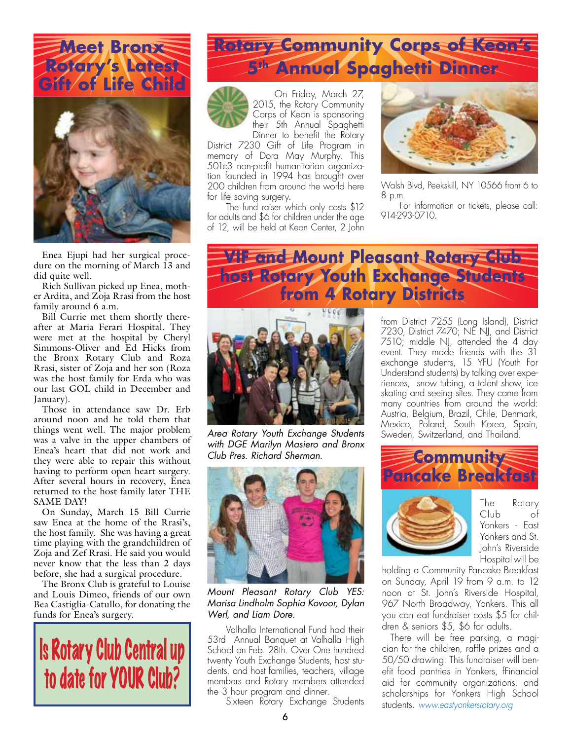# Meet Bronx Rotary's Latest Gift of Life Child

Enea Ejupi had her surgical procedure on the morning of March 13 and did quite well.

Rich Sullivan picked up Enea, mother Ardita, and Zoja Rrasi from the host family around 6 a.m.

Bill Currie met them shortly thereafter at Maria Ferari Hospital. They were met at the hospital by Cheryl Simmons-Oliver and Ed Hicks from the Bronx Rotary Club and Roza Rrasi, sister of Zoja and her son (Roza was the host family for Erda who was our last GOL child in December and January).

Those in attendance saw Dr. Erb around noon and he told them that things went well. The major problem was a valve in the upper chambers of Enea's heart that did not work and they were able to repair this without having to perform open heart surgery. After several hours in recovery, Enea returned to the host family later THE SAME DAY!

On Sunday, March 15 Bill Currie saw Enea at the home of the Rrasi's, the host family. She was having a great time playing with the grandchildren of Zoja and Zef Rrasi. He said you would never know that the less than 2 days before, she had a surgical procedure.

The Bronx Club is grateful to Louise and Louis Dimeo, friends of our own Bea Castiglia-Catullo, for donating the funds for Enea's surgery.

**Is Rotary Club Central up to date for YOUR Club?**

# Rotary Community Corps of Keon's 5th Annual Spaghetti Dinner

On Friday, March 27, 2015, the Rotary Community Corps of Keon is sponsoring their 5th Annual Spaghetti Dinner to benefit the Rotary District 7230 Gift of Life Program in memory of Dora May Murphy. This 501c3 non-profit humanitarian organization founded in 1994 has brought over 200 children from around the world here for life saving surgery.

The fund raiser which only costs $12 for adults and $6 for children under the age of 12, will be held at Keon Center, 2 John Walsh Blvd, Peekskill, NY 10566 from 6 to 8 p.m.

For information or tickets, please call: 914-293-0710.

# VIF and Mount Pleasant Rotary Club host Rotary Youth Exchange Students from 4 Rotary Districts

*Area Rotary Youth Exchange Students with DGE Marilyn Masiero and Bronx Club Pres. Richard Sherman.*

*Mount Pleasant Rotary Club YES: Marisa Lindholm Sophia Kovoor, Dylan Werl, and Liam Dore.*

Valhalla International Fund had their 53rd Annual Banquet at Valhalla High School on Feb. 28th. Over One hundred twenty Youth Exchange Students, host students, and host families, teachers, village members and Rotary members attended the 3 hour program and dinner.

Sixteen Rotary Exchange Students from District 7255 (Long Island), District 7230, District 7470; NE NJ, and District 7510; middle NJ, attended the 4 day event. They made friends with the 31 exchange students, 15 YFU (Youth For Understand students) by talking over experiences, snow tubing, a talent show, ice skating and seeing sites. They came from many countries from around the world: Austria, Belgium, Brazil, Chile, Denmark, Mexico, Poland, South Korea, Spain, Sweden, Switzerland, and Thailand.

# Community Pancake Breakfast

The Rotary Club of Yonkers - East Yonkers and St. John's Riverside Hospital will be holding a Community Pancake Breakfast on Sunday, April 19 from 9 a.m. to 12 noon at St. John's Riverside Hospital, 967 North Broadway, Yonkers. This all you can eat fundraiser costs $5 for children & seniors $5, $6 for adults.

There will be free parking, a magician for the children, raffle prizes and a 50/50 drawing. This fundraiser will benefit food pantries in Yonkers, fFinancial aid for community organizations, and scholarships for Yonkers High School students. *www.eastyonkersrotary.org*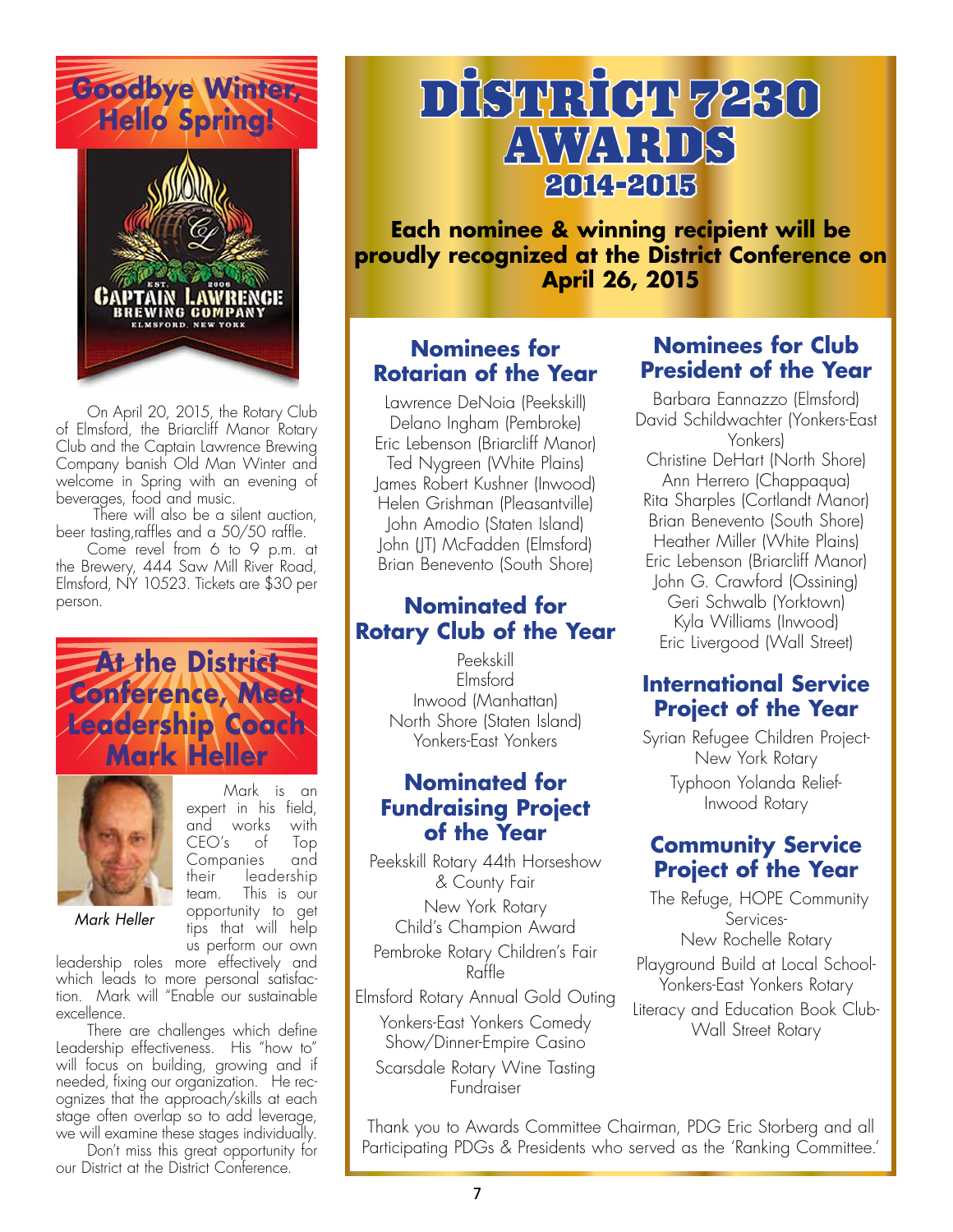## Goodbye Winter, Hello Spring!

CAPTAIN LAWRENCE BREWING COMPANY
EST. 2006
ELMSFORD, NEW YORK

On April 20, 2015, the Rotary Club of Elmsford, the Briarcliff Manor Rotary Club and the Captain Lawrence Brewing Company banish Old Man Winter and welcome in Spring with an evening of beverages, food and music.

There will also be a silent auction, beer tasting,raffles and a 50/50 raffle.

Come revel from 6 to 9 p.m. at the Brewery, 444 Saw Mill River Road, Elmsford, NY 10523. Tickets are $30 per person.

## At the District Conference, Meet Leadership Coach Mark Heller

*Mark Heller*

Mark is an expert in his field, and works with CEO's of Top Companies and their leadership team. This is our opportunity to get tips that will help us perform our own leadership roles more effectively and which leads to more personal satisfaction. Mark will "Enable our sustainable excellence.

There are challenges which define Leadership effectiveness. His "how to" will focus on building, growing and if needed, fixing our organization. He recognizes that the approach/skills at each stage often overlap so to add leverage, we will examine these stages individually.

Don't miss this great opportunity for our District at the District Conference.

# DISTRICT 7230 AWARDS 2014-2015

**Each nominee & winning recipient will be proudly recognized at the District Conference on April 26, 2015**

### Nominees for Rotarian of the Year

Lawrence DeNoia (Peekskill)
Delano Ingham (Pembroke)
Eric Lebenson (Briarcliff Manor)
Ted Nygreen (White Plains)
James Robert Kushner (Inwood)
Helen Grishman (Pleasantville)
John Amodio (Staten Island)
John (JT) McFadden (Elmsford)
Brian Benevento (South Shore)

### Nominated for Rotary Club of the Year

Peekskill
Elmsford
Inwood (Manhattan)
North Shore (Staten Island)
Yonkers-East Yonkers

### Nominated for Fundraising Project of the Year

Peekskill Rotary 44th Horseshow & County Fair

New York Rotary Child's Champion Award

Pembroke Rotary Children's Fair Raffle

Elmsford Rotary Annual Gold Outing

Yonkers-East Yonkers Comedy Show/Dinner-Empire Casino

Scarsdale Rotary Wine Tasting Fundraiser

### Nominees for Club President of the Year

Barbara Eannazzo (Elmsford)
David Schildwachter (Yonkers-East Yonkers)
Christine DeHart (North Shore)
Ann Herrero (Chappaqua)
Rita Sharples (Cortlandt Manor)
Brian Benevento (South Shore)
Heather Miller (White Plains)
Eric Lebenson (Briarcliff Manor)
John G. Crawford (Ossining)
Geri Schwalb (Yorktown)
Kyla Williams (Inwood)
Eric Livergood (Wall Street)

### International Service Project of the Year

Syrian Refugee Children Project- New York Rotary

Typhoon Yolanda Relief- Inwood Rotary

### Community Service Project of the Year

The Refuge, HOPE Community Services- New Rochelle Rotary

Playground Build at Local School- Yonkers-East Yonkers Rotary

Literacy and Education Book Club- Wall Street Rotary

Thank you to Awards Committee Chairman, PDG Eric Storberg and all Participating PDGs & Presidents who served as the 'Ranking Committee.'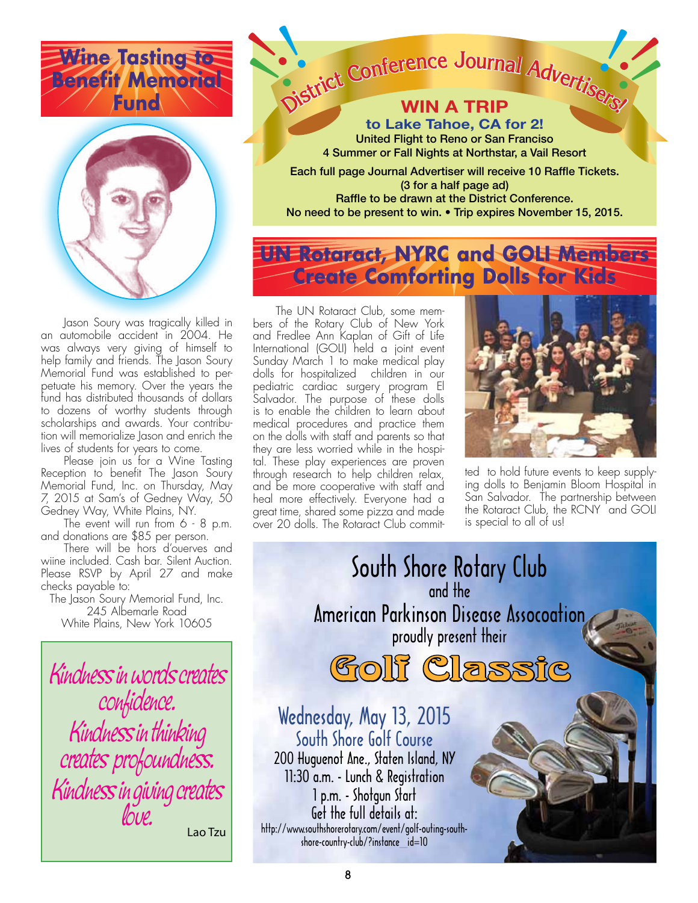# Wine Tasting to Benefit Memorial Fund

Jason Soury was tragically killed in an automobile accident in 2004. He was always very giving of himself to help family and friends. The Jason Soury Memorial Fund was established to perpetuate his memory. Over the years the fund has distributed thousands of dollars to dozens of worthy students through scholarships and awards. Your contribution will memorialize Jason and enrich the lives of students for years to come.

Please join us for a Wine Tasting Reception to benefit The Jason Soury Memorial Fund, Inc. on Thursday, May 7, 2015 at Sam's of Gedney Way, 50 Gedney Way, White Plains, NY.

The event will run from 6 - 8 p.m. and donations are $85 per person.

There will be hors d'ouerves and wiine included. Cash bar. Silent Auction. Please RSVP by April 27 and make checks payable to:

The Jason Soury Memorial Fund, Inc.
245 Albemarle Road
White Plains, New York 10605

*Kindness in words creates confidence. Kindness in thinking creates profoundness. Kindness in giving creates love.*

Lao Tzu

# District Conference Journal Advertisers!

**WIN A TRIP**

**to Lake Tahoe, CA for 2!**

**United Flight to Reno or San Francisco**

**4 Summer or Fall Nights at Northstar, a Vail Resort**

**Each full page Journal Advertiser will receive 10 Raffle Tickets.**
**(3 for a half page ad)**
**Raffle to be drawn at the District Conference.**
**No need to be present to win. • Trip expires November 15, 2015.**

# UN Rotaract, NYRC and GOLI Members Create Comforting Dolls for Kids

The UN Rotaract Club, some members of the Rotary Club of New York and Fredlee Ann Kaplan of Gift of Life International (GOLI) held a joint event Sunday March 1 to make medical play dolls for hospitalized children in our pediatric cardiac surgery program El Salvador. The purpose of these dolls is to enable the children to learn about medical procedures and practice them on the dolls with staff and parents so that they are less worried while in the hospital. These play experiences are proven through research to help children relax, and be more cooperative with staff and heal more effectively. Everyone had a great time, shared some pizza and made over 20 dolls. The Rotaract Club committed to hold future events to keep supplying dolls to Benjamin Bloom Hospital in San Salvador. The partnership between the Rotaract Club, the RCNY and GOLI is special to all of us!

South Shore Rotary Club
and the
American Parkinson Disease Assocoation
proudly present their

# Golf Classic

Wednesday, May 13, 2015
South Shore Golf Course
200 Huguenot Ane., Staten Island, NY
11:30 a.m. - Lunch & Registration
1 p.m. - Shotgun Start
Get the full details at:
http://www.southshorerotary.com/event/golf-outing-south-shore-country-club/?instance_id=10